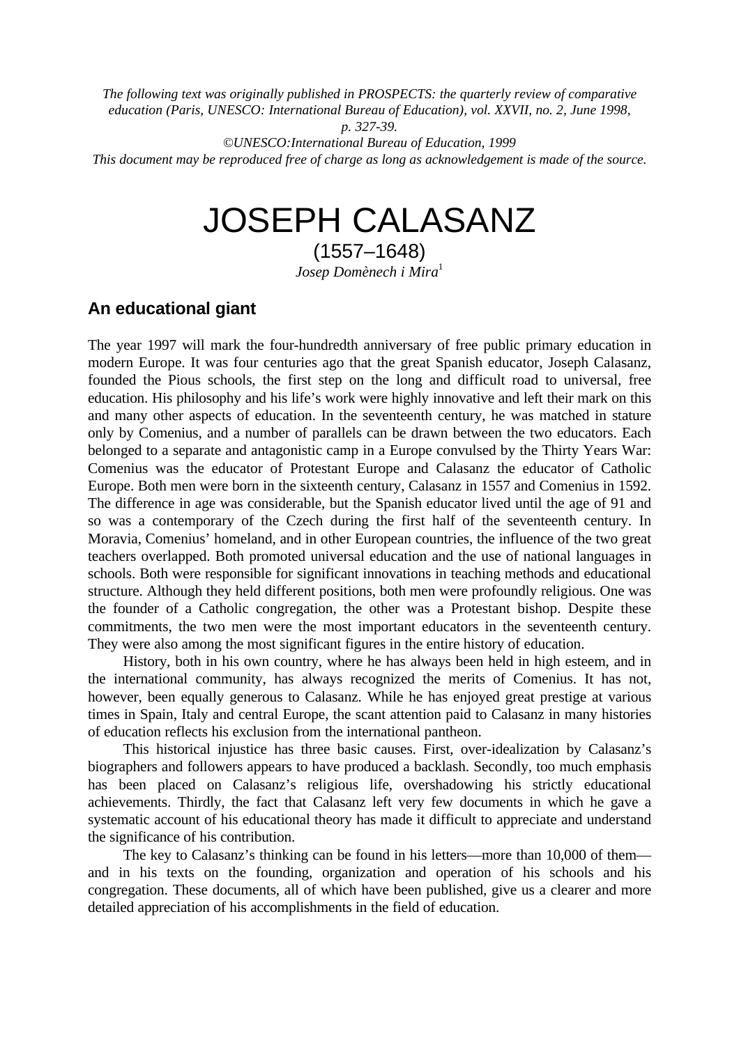*The following text was originally published in PROSPECTS: the quarterly review of comparative education (Paris, UNESCO: International Bureau of Education), vol. XXVII, no. 2, June 1998, p. 327-39.*
*©UNESCO:International Bureau of Education, 1999*
*This document may be reproduced free of charge as long as acknowledgement is made of the source.*

# JOSEPH CALASANZ

(1557–1648)

*Josep Domènech i Mira*[1]

## An educational giant

The year 1997 will mark the four-hundredth anniversary of free public primary education in modern Europe. It was four centuries ago that the great Spanish educator, Joseph Calasanz, founded the Pious schools, the first step on the long and difficult road to universal, free education. His philosophy and his life's work were highly innovative and left their mark on this and many other aspects of education. In the seventeenth century, he was matched in stature only by Comenius, and a number of parallels can be drawn between the two educators. Each belonged to a separate and antagonistic camp in a Europe convulsed by the Thirty Years War: Comenius was the educator of Protestant Europe and Calasanz the educator of Catholic Europe. Both men were born in the sixteenth century, Calasanz in 1557 and Comenius in 1592. The difference in age was considerable, but the Spanish educator lived until the age of 91 and so was a contemporary of the Czech during the first half of the seventeenth century. In Moravia, Comenius' homeland, and in other European countries, the influence of the two great teachers overlapped. Both promoted universal education and the use of national languages in schools. Both were responsible for significant innovations in teaching methods and educational structure. Although they held different positions, both men were profoundly religious. One was the founder of a Catholic congregation, the other was a Protestant bishop. Despite these commitments, the two men were the most important educators in the seventeenth century. They were also among the most significant figures in the entire history of education.

History, both in his own country, where he has always been held in high esteem, and in the international community, has always recognized the merits of Comenius. It has not, however, been equally generous to Calasanz. While he has enjoyed great prestige at various times in Spain, Italy and central Europe, the scant attention paid to Calasanz in many histories of education reflects his exclusion from the international pantheon.

This historical injustice has three basic causes. First, over-idealization by Calasanz's biographers and followers appears to have produced a backlash. Secondly, too much emphasis has been placed on Calasanz's religious life, overshadowing his strictly educational achievements. Thirdly, the fact that Calasanz left very few documents in which he gave a systematic account of his educational theory has made it difficult to appreciate and understand the significance of his contribution.

The key to Calasanz's thinking can be found in his letters—more than 10,000 of them—and in his texts on the founding, organization and operation of his schools and his congregation. These documents, all of which have been published, give us a clearer and more detailed appreciation of his accomplishments in the field of education.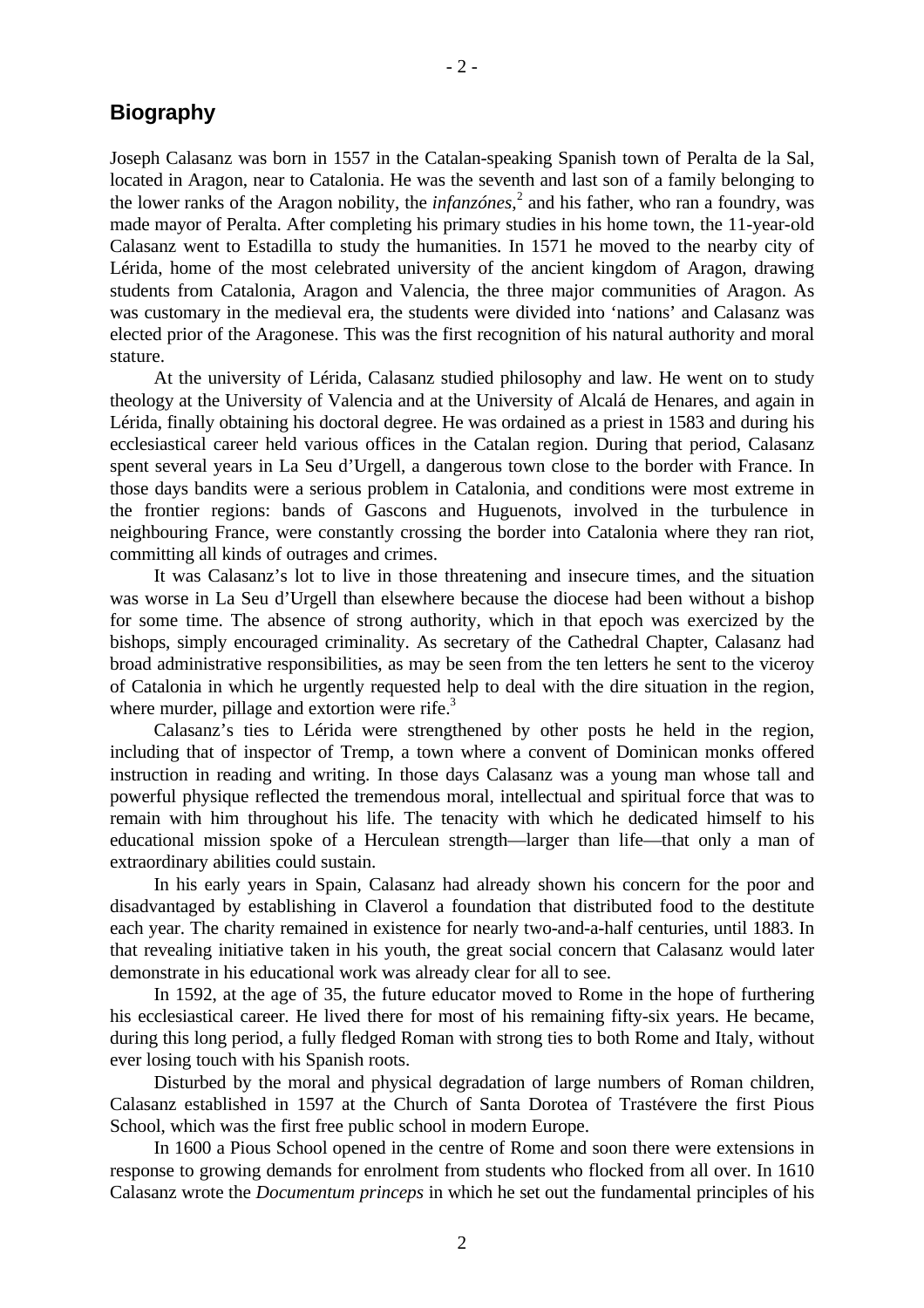## Biography

Joseph Calasanz was born in 1557 in the Catalan-speaking Spanish town of Peralta de la Sal, located in Aragon, near to Catalonia. He was the seventh and last son of a family belonging to the lower ranks of the Aragon nobility, the *infanzónes*,[2] and his father, who ran a foundry, was made mayor of Peralta. After completing his primary studies in his home town, the 11-year-old Calasanz went to Estadilla to study the humanities. In 1571 he moved to the nearby city of Lérida, home of the most celebrated university of the ancient kingdom of Aragon, drawing students from Catalonia, Aragon and Valencia, the three major communities of Aragon. As was customary in the medieval era, the students were divided into 'nations' and Calasanz was elected prior of the Aragonese. This was the first recognition of his natural authority and moral stature.

At the university of Lérida, Calasanz studied philosophy and law. He went on to study theology at the University of Valencia and at the University of Alcalá de Henares, and again in Lérida, finally obtaining his doctoral degree. He was ordained as a priest in 1583 and during his ecclesiastical career held various offices in the Catalan region. During that period, Calasanz spent several years in La Seu d'Urgell, a dangerous town close to the border with France. In those days bandits were a serious problem in Catalonia, and conditions were most extreme in the frontier regions: bands of Gascons and Huguenots, involved in the turbulence in neighbouring France, were constantly crossing the border into Catalonia where they ran riot, committing all kinds of outrages and crimes.

It was Calasanz's lot to live in those threatening and insecure times, and the situation was worse in La Seu d'Urgell than elsewhere because the diocese had been without a bishop for some time. The absence of strong authority, which in that epoch was exercized by the bishops, simply encouraged criminality. As secretary of the Cathedral Chapter, Calasanz had broad administrative responsibilities, as may be seen from the ten letters he sent to the viceroy of Catalonia in which he urgently requested help to deal with the dire situation in the region, where murder, pillage and extortion were rife.[3]

Calasanz's ties to Lérida were strengthened by other posts he held in the region, including that of inspector of Tremp, a town where a convent of Dominican monks offered instruction in reading and writing. In those days Calasanz was a young man whose tall and powerful physique reflected the tremendous moral, intellectual and spiritual force that was to remain with him throughout his life. The tenacity with which he dedicated himself to his educational mission spoke of a Herculean strength—larger than life—that only a man of extraordinary abilities could sustain.

In his early years in Spain, Calasanz had already shown his concern for the poor and disadvantaged by establishing in Claverol a foundation that distributed food to the destitute each year. The charity remained in existence for nearly two-and-a-half centuries, until 1883. In that revealing initiative taken in his youth, the great social concern that Calasanz would later demonstrate in his educational work was already clear for all to see.

In 1592, at the age of 35, the future educator moved to Rome in the hope of furthering his ecclesiastical career. He lived there for most of his remaining fifty-six years. He became, during this long period, a fully fledged Roman with strong ties to both Rome and Italy, without ever losing touch with his Spanish roots.

Disturbed by the moral and physical degradation of large numbers of Roman children, Calasanz established in 1597 at the Church of Santa Dorotea of Trastévere the first Pious School, which was the first free public school in modern Europe.

In 1600 a Pious School opened in the centre of Rome and soon there were extensions in response to growing demands for enrolment from students who flocked from all over. In 1610 Calasanz wrote the *Documentum princeps* in which he set out the fundamental principles of his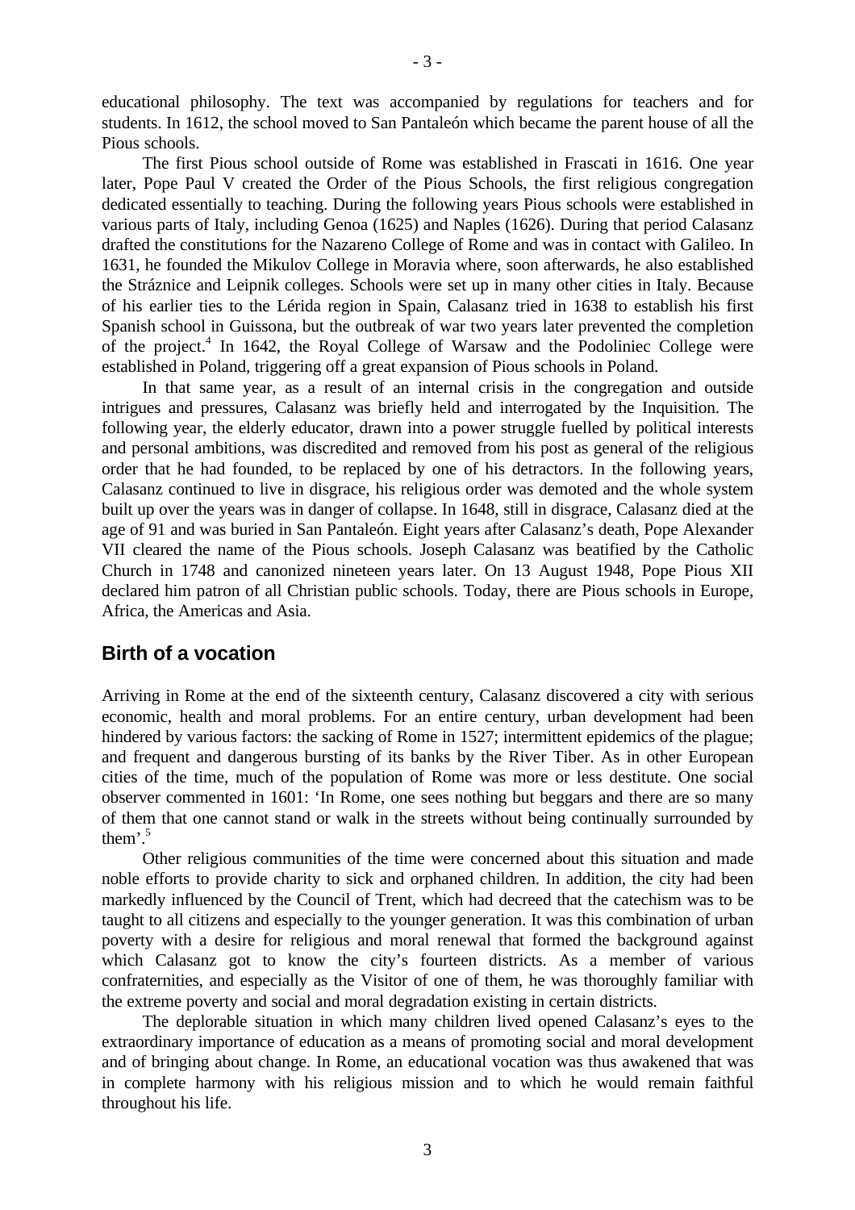educational philosophy. The text was accompanied by regulations for teachers and for students. In 1612, the school moved to San Pantaleón which became the parent house of all the Pious schools.

The first Pious school outside of Rome was established in Frascati in 1616. One year later, Pope Paul V created the Order of the Pious Schools, the first religious congregation dedicated essentially to teaching. During the following years Pious schools were established in various parts of Italy, including Genoa (1625) and Naples (1626). During that period Calasanz drafted the constitutions for the Nazareno College of Rome and was in contact with Galileo. In 1631, he founded the Mikulov College in Moravia where, soon afterwards, he also established the Stráznice and Leipnik colleges. Schools were set up in many other cities in Italy. Because of his earlier ties to the Lérida region in Spain, Calasanz tried in 1638 to establish his first Spanish school in Guissona, but the outbreak of war two years later prevented the completion of the project.[4] In 1642, the Royal College of Warsaw and the Podoliniec College were established in Poland, triggering off a great expansion of Pious schools in Poland.

In that same year, as a result of an internal crisis in the congregation and outside intrigues and pressures, Calasanz was briefly held and interrogated by the Inquisition. The following year, the elderly educator, drawn into a power struggle fuelled by political interests and personal ambitions, was discredited and removed from his post as general of the religious order that he had founded, to be replaced by one of his detractors. In the following years, Calasanz continued to live in disgrace, his religious order was demoted and the whole system built up over the years was in danger of collapse. In 1648, still in disgrace, Calasanz died at the age of 91 and was buried in San Pantaleón. Eight years after Calasanz's death, Pope Alexander VII cleared the name of the Pious schools. Joseph Calasanz was beatified by the Catholic Church in 1748 and canonized nineteen years later. On 13 August 1948, Pope Pious XII declared him patron of all Christian public schools. Today, there are Pious schools in Europe, Africa, the Americas and Asia.

## Birth of a vocation

Arriving in Rome at the end of the sixteenth century, Calasanz discovered a city with serious economic, health and moral problems. For an entire century, urban development had been hindered by various factors: the sacking of Rome in 1527; intermittent epidemics of the plague; and frequent and dangerous bursting of its banks by the River Tiber. As in other European cities of the time, much of the population of Rome was more or less destitute. One social observer commented in 1601: 'In Rome, one sees nothing but beggars and there are so many of them that one cannot stand or walk in the streets without being continually surrounded by them'.[5]

Other religious communities of the time were concerned about this situation and made noble efforts to provide charity to sick and orphaned children. In addition, the city had been markedly influenced by the Council of Trent, which had decreed that the catechism was to be taught to all citizens and especially to the younger generation. It was this combination of urban poverty with a desire for religious and moral renewal that formed the background against which Calasanz got to know the city's fourteen districts. As a member of various confraternities, and especially as the Visitor of one of them, he was thoroughly familiar with the extreme poverty and social and moral degradation existing in certain districts.

The deplorable situation in which many children lived opened Calasanz's eyes to the extraordinary importance of education as a means of promoting social and moral development and of bringing about change. In Rome, an educational vocation was thus awakened that was in complete harmony with his religious mission and to which he would remain faithful throughout his life.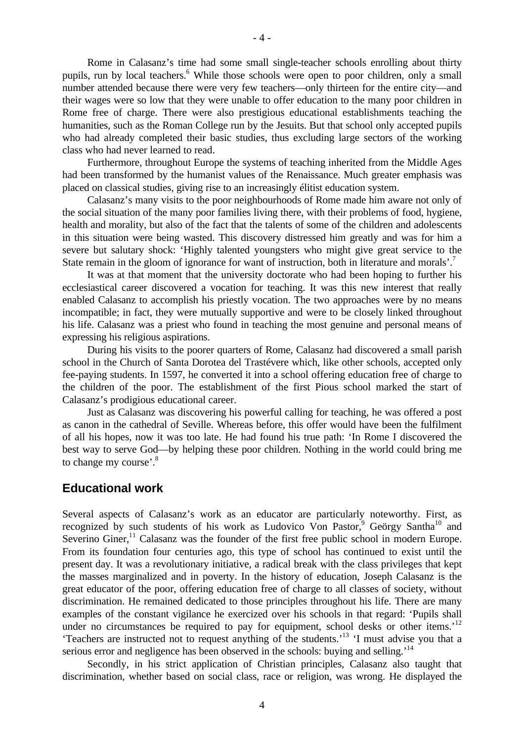Rome in Calasanz's time had some small single-teacher schools enrolling about thirty pupils, run by local teachers.[6] While those schools were open to poor children, only a small number attended because there were very few teachers—only thirteen for the entire city—and their wages were so low that they were unable to offer education to the many poor children in Rome free of charge. There were also prestigious educational establishments teaching the humanities, such as the Roman College run by the Jesuits. But that school only accepted pupils who had already completed their basic studies, thus excluding large sectors of the working class who had never learned to read.

Furthermore, throughout Europe the systems of teaching inherited from the Middle Ages had been transformed by the humanist values of the Renaissance. Much greater emphasis was placed on classical studies, giving rise to an increasingly élitist education system.

Calasanz's many visits to the poor neighbourhoods of Rome made him aware not only of the social situation of the many poor families living there, with their problems of food, hygiene, health and morality, but also of the fact that the talents of some of the children and adolescents in this situation were being wasted. This discovery distressed him greatly and was for him a severe but salutary shock: 'Highly talented youngsters who might give great service to the State remain in the gloom of ignorance for want of instruction, both in literature and morals'.[7]

It was at that moment that the university doctorate who had been hoping to further his ecclesiastical career discovered a vocation for teaching. It was this new interest that really enabled Calasanz to accomplish his priestly vocation. The two approaches were by no means incompatible; in fact, they were mutually supportive and were to be closely linked throughout his life. Calasanz was a priest who found in teaching the most genuine and personal means of expressing his religious aspirations.

During his visits to the poorer quarters of Rome, Calasanz had discovered a small parish school in the Church of Santa Dorotea del Trastévere which, like other schools, accepted only fee-paying students. In 1597, he converted it into a school offering education free of charge to the children of the poor. The establishment of the first Pious school marked the start of Calasanz's prodigious educational career.

Just as Calasanz was discovering his powerful calling for teaching, he was offered a post as canon in the cathedral of Seville. Whereas before, this offer would have been the fulfilment of all his hopes, now it was too late. He had found his true path: 'In Rome I discovered the best way to serve God—by helping these poor children. Nothing in the world could bring me to change my course'.[8]

## Educational work

Several aspects of Calasanz's work as an educator are particularly noteworthy. First, as recognized by such students of his work as Ludovico Von Pastor,[9] Geörgy Santha[10] and Severino Giner,[11] Calasanz was the founder of the first free public school in modern Europe. From its foundation four centuries ago, this type of school has continued to exist until the present day. It was a revolutionary initiative, a radical break with the class privileges that kept the masses marginalized and in poverty. In the history of education, Joseph Calasanz is the great educator of the poor, offering education free of charge to all classes of society, without discrimination. He remained dedicated to those principles throughout his life. There are many examples of the constant vigilance he exercized over his schools in that regard: 'Pupils shall under no circumstances be required to pay for equipment, school desks or other items.'[12] 'Teachers are instructed not to request anything of the students.'[13] 'I must advise you that a serious error and negligence has been observed in the schools: buying and selling.'[14]

Secondly, in his strict application of Christian principles, Calasanz also taught that discrimination, whether based on social class, race or religion, was wrong. He displayed the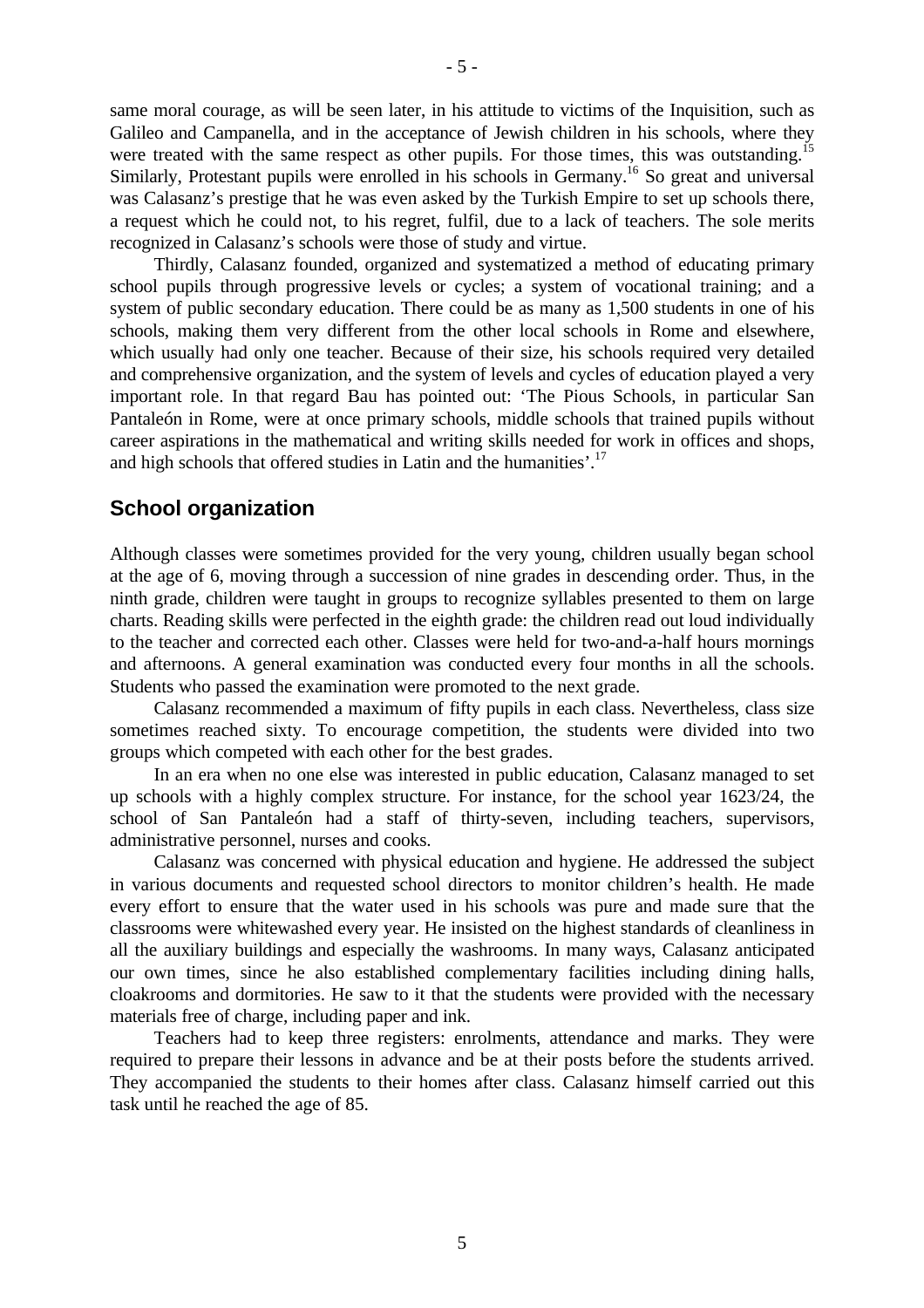same moral courage, as will be seen later, in his attitude to victims of the Inquisition, such as Galileo and Campanella, and in the acceptance of Jewish children in his schools, where they were treated with the same respect as other pupils. For those times, this was outstanding.[15] Similarly, Protestant pupils were enrolled in his schools in Germany.[16] So great and universal was Calasanz's prestige that he was even asked by the Turkish Empire to set up schools there, a request which he could not, to his regret, fulfil, due to a lack of teachers. The sole merits recognized in Calasanz's schools were those of study and virtue.

Thirdly, Calasanz founded, organized and systematized a method of educating primary school pupils through progressive levels or cycles; a system of vocational training; and a system of public secondary education. There could be as many as 1,500 students in one of his schools, making them very different from the other local schools in Rome and elsewhere, which usually had only one teacher. Because of their size, his schools required very detailed and comprehensive organization, and the system of levels and cycles of education played a very important role. In that regard Bau has pointed out: 'The Pious Schools, in particular San Pantaleón in Rome, were at once primary schools, middle schools that trained pupils without career aspirations in the mathematical and writing skills needed for work in offices and shops, and high schools that offered studies in Latin and the humanities'.[17]

## School organization

Although classes were sometimes provided for the very young, children usually began school at the age of 6, moving through a succession of nine grades in descending order. Thus, in the ninth grade, children were taught in groups to recognize syllables presented to them on large charts. Reading skills were perfected in the eighth grade: the children read out loud individually to the teacher and corrected each other. Classes were held for two-and-a-half hours mornings and afternoons. A general examination was conducted every four months in all the schools. Students who passed the examination were promoted to the next grade.

Calasanz recommended a maximum of fifty pupils in each class. Nevertheless, class size sometimes reached sixty. To encourage competition, the students were divided into two groups which competed with each other for the best grades.

In an era when no one else was interested in public education, Calasanz managed to set up schools with a highly complex structure. For instance, for the school year 1623/24, the school of San Pantaleón had a staff of thirty-seven, including teachers, supervisors, administrative personnel, nurses and cooks.

Calasanz was concerned with physical education and hygiene. He addressed the subject in various documents and requested school directors to monitor children's health. He made every effort to ensure that the water used in his schools was pure and made sure that the classrooms were whitewashed every year. He insisted on the highest standards of cleanliness in all the auxiliary buildings and especially the washrooms. In many ways, Calasanz anticipated our own times, since he also established complementary facilities including dining halls, cloakrooms and dormitories. He saw to it that the students were provided with the necessary materials free of charge, including paper and ink.

Teachers had to keep three registers: enrolments, attendance and marks. They were required to prepare their lessons in advance and be at their posts before the students arrived. They accompanied the students to their homes after class. Calasanz himself carried out this task until he reached the age of 85.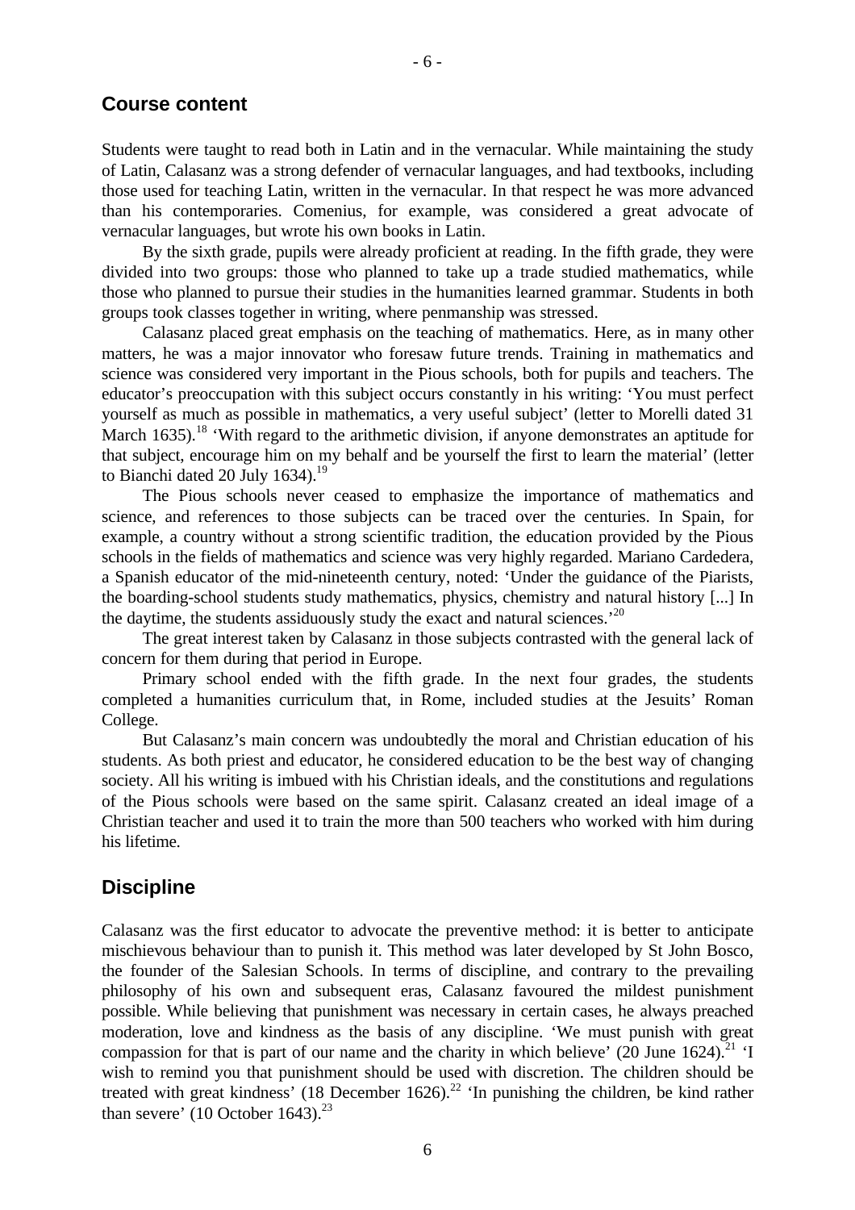## Course content

Students were taught to read both in Latin and in the vernacular. While maintaining the study of Latin, Calasanz was a strong defender of vernacular languages, and had textbooks, including those used for teaching Latin, written in the vernacular. In that respect he was more advanced than his contemporaries. Comenius, for example, was considered a great advocate of vernacular languages, but wrote his own books in Latin.

By the sixth grade, pupils were already proficient at reading. In the fifth grade, they were divided into two groups: those who planned to take up a trade studied mathematics, while those who planned to pursue their studies in the humanities learned grammar. Students in both groups took classes together in writing, where penmanship was stressed.

Calasanz placed great emphasis on the teaching of mathematics. Here, as in many other matters, he was a major innovator who foresaw future trends. Training in mathematics and science was considered very important in the Pious schools, both for pupils and teachers. The educator's preoccupation with this subject occurs constantly in his writing: 'You must perfect yourself as much as possible in mathematics, a very useful subject' (letter to Morelli dated 31 March 1635).[18] 'With regard to the arithmetic division, if anyone demonstrates an aptitude for that subject, encourage him on my behalf and be yourself the first to learn the material' (letter to Bianchi dated 20 July 1634).[19]

The Pious schools never ceased to emphasize the importance of mathematics and science, and references to those subjects can be traced over the centuries. In Spain, for example, a country without a strong scientific tradition, the education provided by the Pious schools in the fields of mathematics and science was very highly regarded. Mariano Cardedera, a Spanish educator of the mid-nineteenth century, noted: 'Under the guidance of the Piarists, the boarding-school students study mathematics, physics, chemistry and natural history [...] In the daytime, the students assiduously study the exact and natural sciences.'[20]

The great interest taken by Calasanz in those subjects contrasted with the general lack of concern for them during that period in Europe.

Primary school ended with the fifth grade. In the next four grades, the students completed a humanities curriculum that, in Rome, included studies at the Jesuits' Roman College.

But Calasanz's main concern was undoubtedly the moral and Christian education of his students. As both priest and educator, he considered education to be the best way of changing society. All his writing is imbued with his Christian ideals, and the constitutions and regulations of the Pious schools were based on the same spirit. Calasanz created an ideal image of a Christian teacher and used it to train the more than 500 teachers who worked with him during his lifetime.

## Discipline

Calasanz was the first educator to advocate the preventive method: it is better to anticipate mischievous behaviour than to punish it. This method was later developed by St John Bosco, the founder of the Salesian Schools. In terms of discipline, and contrary to the prevailing philosophy of his own and subsequent eras, Calasanz favoured the mildest punishment possible. While believing that punishment was necessary in certain cases, he always preached moderation, love and kindness as the basis of any discipline. 'We must punish with great compassion for that is part of our name and the charity in which believe' (20 June 1624).[21] 'I wish to remind you that punishment should be used with discretion. The children should be treated with great kindness' (18 December 1626).[22] 'In punishing the children, be kind rather than severe' (10 October 1643).[23]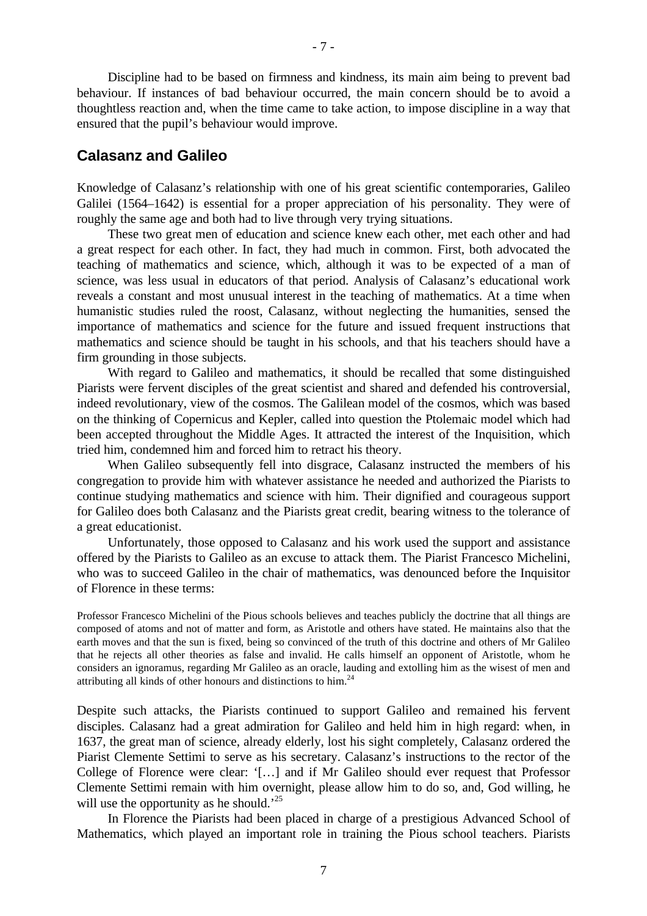Discipline had to be based on firmness and kindness, its main aim being to prevent bad behaviour. If instances of bad behaviour occurred, the main concern should be to avoid a thoughtless reaction and, when the time came to take action, to impose discipline in a way that ensured that the pupil's behaviour would improve.

## Calasanz and Galileo

Knowledge of Calasanz's relationship with one of his great scientific contemporaries, Galileo Galilei (1564–1642) is essential for a proper appreciation of his personality. They were of roughly the same age and both had to live through very trying situations.

These two great men of education and science knew each other, met each other and had a great respect for each other. In fact, they had much in common. First, both advocated the teaching of mathematics and science, which, although it was to be expected of a man of science, was less usual in educators of that period. Analysis of Calasanz's educational work reveals a constant and most unusual interest in the teaching of mathematics. At a time when humanistic studies ruled the roost, Calasanz, without neglecting the humanities, sensed the importance of mathematics and science for the future and issued frequent instructions that mathematics and science should be taught in his schools, and that his teachers should have a firm grounding in those subjects.

With regard to Galileo and mathematics, it should be recalled that some distinguished Piarists were fervent disciples of the great scientist and shared and defended his controversial, indeed revolutionary, view of the cosmos. The Galilean model of the cosmos, which was based on the thinking of Copernicus and Kepler, called into question the Ptolemaic model which had been accepted throughout the Middle Ages. It attracted the interest of the Inquisition, which tried him, condemned him and forced him to retract his theory.

When Galileo subsequently fell into disgrace, Calasanz instructed the members of his congregation to provide him with whatever assistance he needed and authorized the Piarists to continue studying mathematics and science with him. Their dignified and courageous support for Galileo does both Calasanz and the Piarists great credit, bearing witness to the tolerance of a great educationist.

Unfortunately, those opposed to Calasanz and his work used the support and assistance offered by the Piarists to Galileo as an excuse to attack them. The Piarist Francesco Michelini, who was to succeed Galileo in the chair of mathematics, was denounced before the Inquisitor of Florence in these terms:

> Professor Francesco Michelini of the Pious schools believes and teaches publicly the doctrine that all things are composed of atoms and not of matter and form, as Aristotle and others have stated. He maintains also that the earth moves and that the sun is fixed, being so convinced of the truth of this doctrine and others of Mr Galileo that he rejects all other theories as false and invalid. He calls himself an opponent of Aristotle, whom he considers an ignoramus, regarding Mr Galileo as an oracle, lauding and extolling him as the wisest of men and attributing all kinds of other honours and distinctions to him.[24]

Despite such attacks, the Piarists continued to support Galileo and remained his fervent disciples. Calasanz had a great admiration for Galileo and held him in high regard: when, in 1637, the great man of science, already elderly, lost his sight completely, Calasanz ordered the Piarist Clemente Settimi to serve as his secretary. Calasanz's instructions to the rector of the College of Florence were clear: '[…] and if Mr Galileo should ever request that Professor Clemente Settimi remain with him overnight, please allow him to do so, and, God willing, he will use the opportunity as he should.'[25]

In Florence the Piarists had been placed in charge of a prestigious Advanced School of Mathematics, which played an important role in training the Pious school teachers. Piarists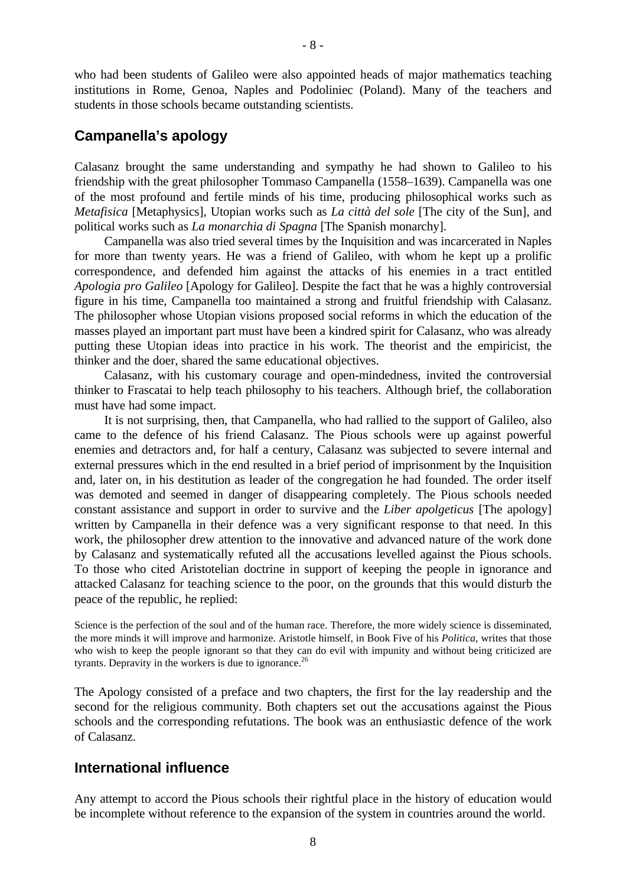who had been students of Galileo were also appointed heads of major mathematics teaching institutions in Rome, Genoa, Naples and Podoliniec (Poland). Many of the teachers and students in those schools became outstanding scientists.

## Campanella's apology

Calasanz brought the same understanding and sympathy he had shown to Galileo to his friendship with the great philosopher Tommaso Campanella (1558–1639). Campanella was one of the most profound and fertile minds of his time, producing philosophical works such as *Metafisica* [Metaphysics], Utopian works such as *La città del sole* [The city of the Sun], and political works such as *La monarchia di Spagna* [The Spanish monarchy].

Campanella was also tried several times by the Inquisition and was incarcerated in Naples for more than twenty years. He was a friend of Galileo, with whom he kept up a prolific correspondence, and defended him against the attacks of his enemies in a tract entitled *Apologia pro Galileo* [Apology for Galileo]. Despite the fact that he was a highly controversial figure in his time, Campanella too maintained a strong and fruitful friendship with Calasanz. The philosopher whose Utopian visions proposed social reforms in which the education of the masses played an important part must have been a kindred spirit for Calasanz, who was already putting these Utopian ideas into practice in his work. The theorist and the empiricist, the thinker and the doer, shared the same educational objectives.

Calasanz, with his customary courage and open-mindedness, invited the controversial thinker to Frascatai to help teach philosophy to his teachers. Although brief, the collaboration must have had some impact.

It is not surprising, then, that Campanella, who had rallied to the support of Galileo, also came to the defence of his friend Calasanz. The Pious schools were up against powerful enemies and detractors and, for half a century, Calasanz was subjected to severe internal and external pressures which in the end resulted in a brief period of imprisonment by the Inquisition and, later on, in his destitution as leader of the congregation he had founded. The order itself was demoted and seemed in danger of disappearing completely. The Pious schools needed constant assistance and support in order to survive and the *Liber apolgeticus* [The apology] written by Campanella in their defence was a very significant response to that need. In this work, the philosopher drew attention to the innovative and advanced nature of the work done by Calasanz and systematically refuted all the accusations levelled against the Pious schools. To those who cited Aristotelian doctrine in support of keeping the people in ignorance and attacked Calasanz for teaching science to the poor, on the grounds that this would disturb the peace of the republic, he replied:

> Science is the perfection of the soul and of the human race. Therefore, the more widely science is disseminated, the more minds it will improve and harmonize. Aristotle himself, in Book Five of his *Politica*, writes that those who wish to keep the people ignorant so that they can do evil with impunity and without being criticized are tyrants. Depravity in the workers is due to ignorance.[26]

The Apology consisted of a preface and two chapters, the first for the lay readership and the second for the religious community. Both chapters set out the accusations against the Pious schools and the corresponding refutations. The book was an enthusiastic defence of the work of Calasanz.

## International influence

Any attempt to accord the Pious schools their rightful place in the history of education would be incomplete without reference to the expansion of the system in countries around the world.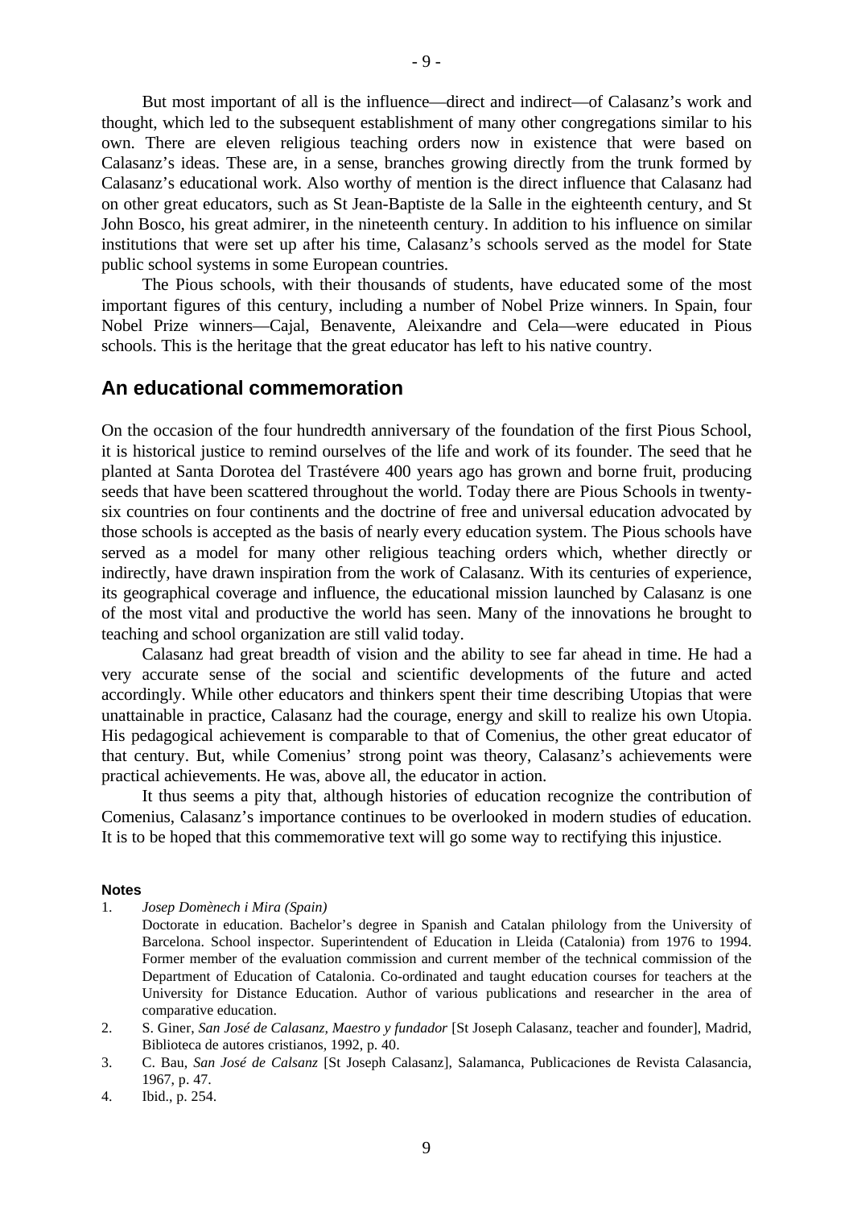But most important of all is the influence—direct and indirect—of Calasanz's work and thought, which led to the subsequent establishment of many other congregations similar to his own. There are eleven religious teaching orders now in existence that were based on Calasanz's ideas. These are, in a sense, branches growing directly from the trunk formed by Calasanz's educational work. Also worthy of mention is the direct influence that Calasanz had on other great educators, such as St Jean-Baptiste de la Salle in the eighteenth century, and St John Bosco, his great admirer, in the nineteenth century. In addition to his influence on similar institutions that were set up after his time, Calasanz's schools served as the model for State public school systems in some European countries.

The Pious schools, with their thousands of students, have educated some of the most important figures of this century, including a number of Nobel Prize winners. In Spain, four Nobel Prize winners—Cajal, Benavente, Aleixandre and Cela—were educated in Pious schools. This is the heritage that the great educator has left to his native country.

## An educational commemoration

On the occasion of the four hundredth anniversary of the foundation of the first Pious School, it is historical justice to remind ourselves of the life and work of its founder. The seed that he planted at Santa Dorotea del Trastévere 400 years ago has grown and borne fruit, producing seeds that have been scattered throughout the world. Today there are Pious Schools in twenty-six countries on four continents and the doctrine of free and universal education advocated by those schools is accepted as the basis of nearly every education system. The Pious schools have served as a model for many other religious teaching orders which, whether directly or indirectly, have drawn inspiration from the work of Calasanz. With its centuries of experience, its geographical coverage and influence, the educational mission launched by Calasanz is one of the most vital and productive the world has seen. Many of the innovations he brought to teaching and school organization are still valid today.

Calasanz had great breadth of vision and the ability to see far ahead in time. He had a very accurate sense of the social and scientific developments of the future and acted accordingly. While other educators and thinkers spent their time describing Utopias that were unattainable in practice, Calasanz had the courage, energy and skill to realize his own Utopia. His pedagogical achievement is comparable to that of Comenius, the other great educator of that century. But, while Comenius' strong point was theory, Calasanz's achievements were practical achievements. He was, above all, the educator in action.

It thus seems a pity that, although histories of education recognize the contribution of Comenius, Calasanz's importance continues to be overlooked in modern studies of education. It is to be hoped that this commemorative text will go some way to rectifying this injustice.

### Notes

1. *Josep Domènech i Mira (Spain)*
   Doctorate in education. Bachelor's degree in Spanish and Catalan philology from the University of Barcelona. School inspector. Superintendent of Education in Lleida (Catalonia) from 1976 to 1994. Former member of the evaluation commission and current member of the technical commission of the Department of Education of Catalonia. Co-ordinated and taught education courses for teachers at the University for Distance Education. Author of various publications and researcher in the area of comparative education.
2. S. Giner, *San José de Calasanz, Maestro y fundador* [St Joseph Calasanz, teacher and founder], Madrid, Biblioteca de autores cristianos, 1992, p. 40.
3. C. Bau, *San José de Calsanz* [St Joseph Calasanz], Salamanca, Publicaciones de Revista Calasancia, 1967, p. 47.
4. Ibid., p. 254.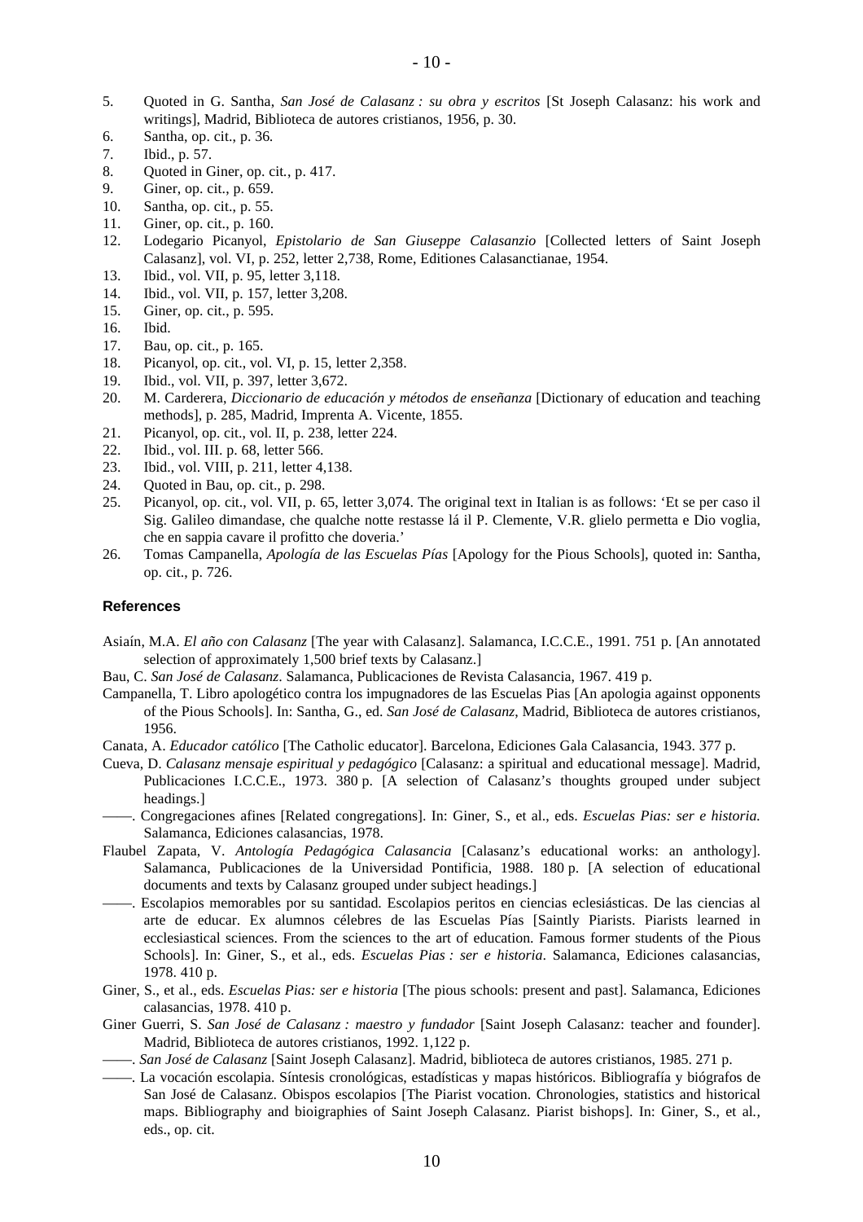5. Quoted in G. Santha, *San José de Calasanz : su obra y escritos* [St Joseph Calasanz: his work and writings], Madrid, Biblioteca de autores cristianos, 1956, p. 30.
6. Santha, op. cit., p. 36.
7. Ibid., p. 57.
8. Quoted in Giner, op. cit., p. 417.
9. Giner, op. cit., p. 659.
10. Santha, op. cit., p. 55.
11. Giner, op. cit., p. 160.
12. Lodegario Picanyol, *Epistolario de San Giuseppe Calasanzio* [Collected letters of Saint Joseph Calasanz], vol. VI, p. 252, letter 2,738, Rome, Editiones Calasanctianae, 1954.
13. Ibid., vol. VII, p. 95, letter 3,118.
14. Ibid., vol. VII, p. 157, letter 3,208.
15. Giner, op. cit., p. 595.
16. Ibid.
17. Bau, op. cit., p. 165.
18. Picanyol, op. cit., vol. VI, p. 15, letter 2,358.
19. Ibid., vol. VII, p. 397, letter 3,672.
20. M. Carderera, *Diccionario de educación y métodos de enseñanza* [Dictionary of education and teaching methods], p. 285, Madrid, Imprenta A. Vicente, 1855.
21. Picanyol, op. cit., vol. II, p. 238, letter 224.
22. Ibid., vol. III. p. 68, letter 566.
23. Ibid., vol. VIII, p. 211, letter 4,138.
24. Quoted in Bau, op. cit., p. 298.
25. Picanyol, op. cit., vol. VII, p. 65, letter 3,074. The original text in Italian is as follows: 'Et se per caso il Sig. Galileo dimandase, che qualche notte restasse lá il P. Clemente, V.R. glielo permetta e Dio voglia, che en sappia cavare il profitto che doveria.'
26. Tomas Campanella, *Apología de las Escuelas Pías* [Apology for the Pious Schools], quoted in: Santha, op. cit., p. 726.

## References

Asiaín, M.A. *El año con Calasanz* [The year with Calasanz]. Salamanca, I.C.C.E., 1991. 751 p. [An annotated selection of approximately 1,500 brief texts by Calasanz.]

Bau, C. *San José de Calasanz*. Salamanca, Publicaciones de Revista Calasancia, 1967. 419 p.

Campanella, T. Libro apologético contra los impugnadores de las Escuelas Pias [An apologia against opponents of the Pious Schools]. In: Santha, G., ed. *San José de Calasanz*, Madrid, Biblioteca de autores cristianos, 1956.

Canata, A. *Educador católico* [The Catholic educator]. Barcelona, Ediciones Gala Calasancia, 1943. 377 p.

Cueva, D. *Calasanz mensaje espiritual y pedagógico* [Calasanz: a spiritual and educational message]. Madrid, Publicaciones I.C.C.E., 1973. 380 p. [A selection of Calasanz's thoughts grouped under subject headings.]

——. Congregaciones afines [Related congregations]. In: Giner, S., et al., eds. *Escuelas Pias: ser e historia.* Salamanca, Ediciones calasancias, 1978.

Flaubel Zapata, V. *Antología Pedagógica Calasancia* [Calasanz's educational works: an anthology]. Salamanca, Publicaciones de la Universidad Pontificia, 1988. 180 p. [A selection of educational documents and texts by Calasanz grouped under subject headings.]

——. Escolapios memorables por su santidad. Escolapios peritos en ciencias eclesiásticas. De las ciencias al arte de educar. Ex alumnos célebres de las Escuelas Pías [Saintly Piarists. Piarists learned in ecclesiastical sciences. From the sciences to the art of education. Famous former students of the Pious Schools]. In: Giner, S., et al., eds. *Escuelas Pias : ser e historia*. Salamanca, Ediciones calasancias, 1978. 410 p.

Giner, S., et al., eds. *Escuelas Pias: ser e historia* [The pious schools: present and past]. Salamanca, Ediciones calasancias, 1978. 410 p.

Giner Guerri, S. *San José de Calasanz : maestro y fundador* [Saint Joseph Calasanz: teacher and founder]. Madrid, Biblioteca de autores cristianos, 1992. 1,122 p.

——. *San José de Calasanz* [Saint Joseph Calasanz]. Madrid, biblioteca de autores cristianos, 1985. 271 p.

——. La vocación escolapia. Síntesis cronológicas, estadísticas y mapas históricos. Bibliografía y biógrafos de San José de Calasanz. Obispos escolapios [The Piarist vocation. Chronologies, statistics and historical maps. Bibliography and bioigraphies of Saint Joseph Calasanz. Piarist bishops]. In: Giner, S., et al., eds., op. cit.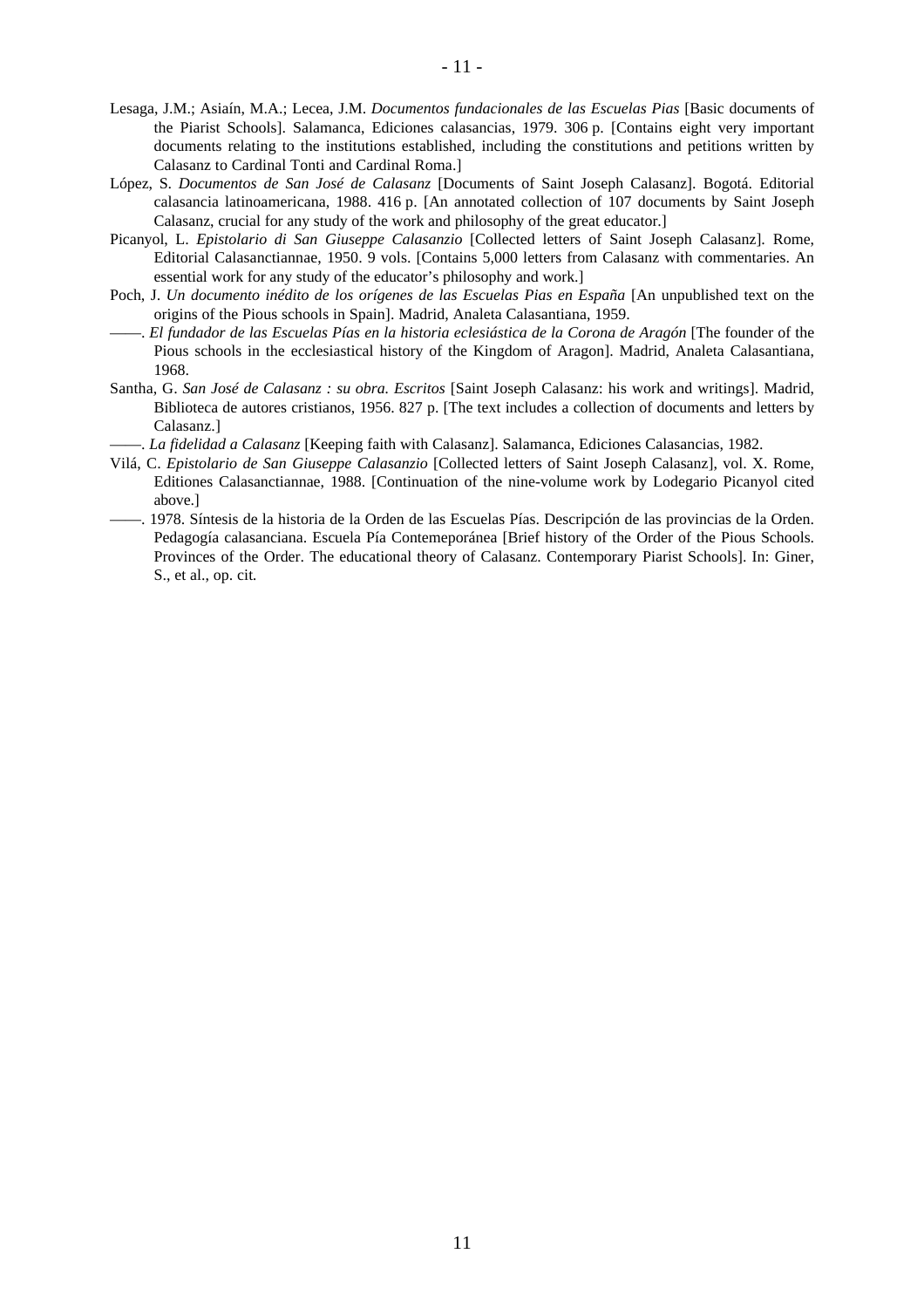Lesaga, J.M.; Asiaín, M.A.; Lecea, J.M. *Documentos fundacionales de las Escuelas Pias* [Basic documents of the Piarist Schools]. Salamanca, Ediciones calasancias, 1979. 306 p. [Contains eight very important documents relating to the institutions established, including the constitutions and petitions written by Calasanz to Cardinal Tonti and Cardinal Roma.]

López, S. *Documentos de San José de Calasanz* [Documents of Saint Joseph Calasanz]. Bogotá. Editorial calasancia latinoamericana, 1988. 416 p. [An annotated collection of 107 documents by Saint Joseph Calasanz, crucial for any study of the work and philosophy of the great educator.]

Picanyol, L. *Epistolario di San Giuseppe Calasanzio* [Collected letters of Saint Joseph Calasanz]. Rome, Editorial Calasanctiannae, 1950. 9 vols. [Contains 5,000 letters from Calasanz with commentaries. An essential work for any study of the educator's philosophy and work.]

Poch, J. *Un documento inédito de los orígenes de las Escuelas Pias en España* [An unpublished text on the origins of the Pious schools in Spain]. Madrid, Analeta Calasantiana, 1959.

——. *El fundador de las Escuelas Pías en la historia eclesiástica de la Corona de Aragón* [The founder of the Pious schools in the ecclesiastical history of the Kingdom of Aragon]. Madrid, Analeta Calasantiana, 1968.

Santha, G. *San José de Calasanz : su obra. Escritos* [Saint Joseph Calasanz: his work and writings]. Madrid, Biblioteca de autores cristianos, 1956. 827 p. [The text includes a collection of documents and letters by Calasanz.]

——. *La fidelidad a Calasanz* [Keeping faith with Calasanz]. Salamanca, Ediciones Calasancias, 1982.

Vilá, C. *Epistolario de San Giuseppe Calasanzio* [Collected letters of Saint Joseph Calasanz], vol. X. Rome, Editiones Calasanctiannae, 1988. [Continuation of the nine-volume work by Lodegario Picanyol cited above.]

——. 1978. Síntesis de la historia de la Orden de las Escuelas Pías. Descripción de las provincias de la Orden. Pedagogía calasanciana. Escuela Pía Contemeporánea [Brief history of the Order of the Pious Schools. Provinces of the Order. The educational theory of Calasanz. Contemporary Piarist Schools]. In: Giner, S., et al., op. cit.